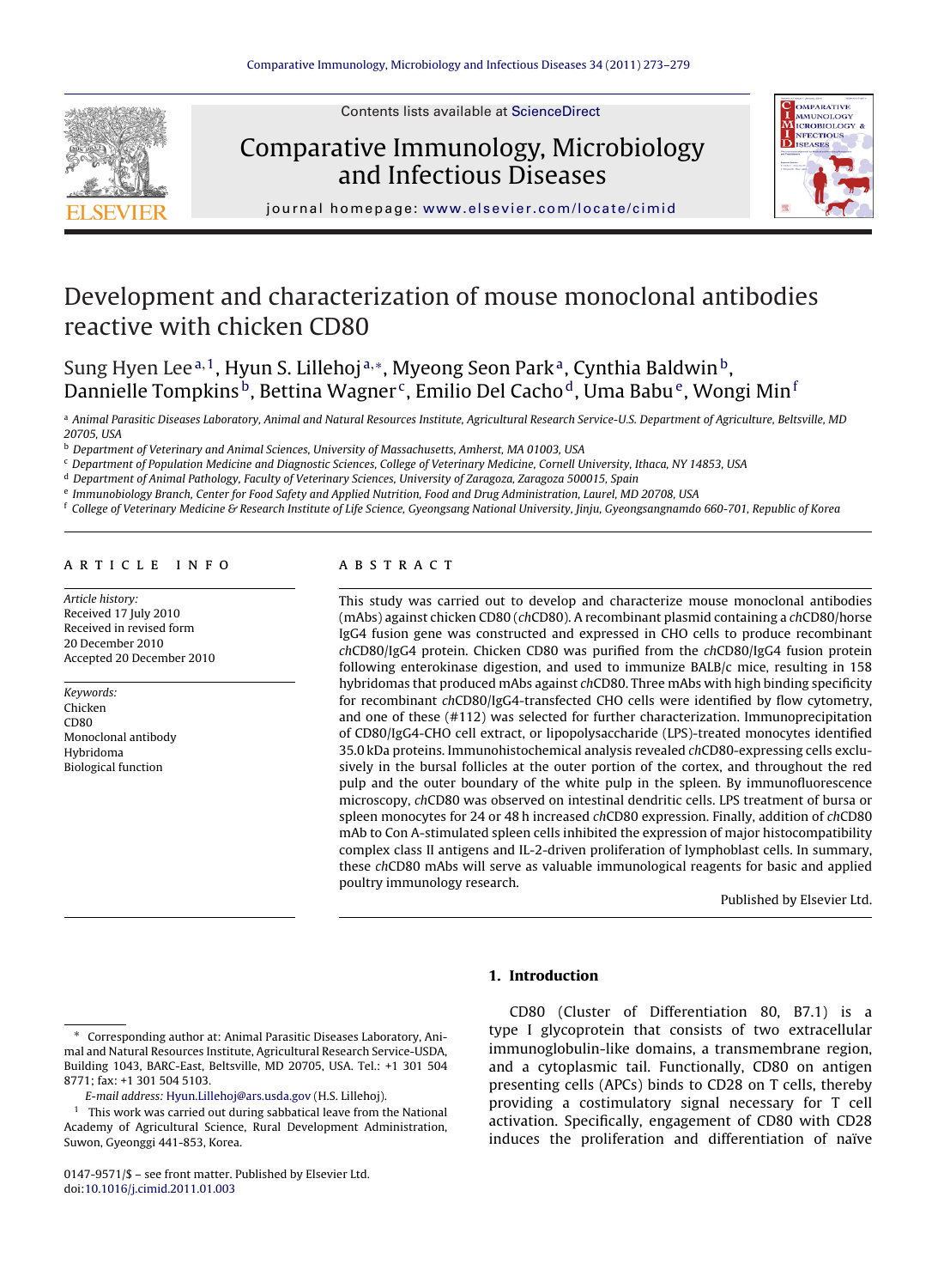# Development and characterization of mouse monoclonal antibodies reactive with chicken CD80

Sung Hyen Lee[a,1], Hyun S. Lillehoj[a,*], Myeong Seon Park[a], Cynthia Baldwin[b], Dannielle Tompkins[b], Bettina Wagner[c], Emilio Del Cacho[d], Uma Babu[e], Wongi Min[f]

[a] Animal Parasitic Diseases Laboratory, Animal and Natural Resources Institute, Agricultural Research Service-U.S. Department of Agriculture, Beltsville, MD 20705, USA

[b] Department of Veterinary and Animal Sciences, University of Massachusetts, Amherst, MA 01003, USA

[c] Department of Population Medicine and Diagnostic Sciences, College of Veterinary Medicine, Cornell University, Ithaca, NY 14853, USA

[d] Department of Animal Pathology, Faculty of Veterinary Sciences, University of Zaragoza, Zaragoza 500015, Spain

[e] Immunobiology Branch, Center for Food Safety and Applied Nutrition, Food and Drug Administration, Laurel, MD 20708, USA

[f] College of Veterinary Medicine & Research Institute of Life Science, Gyeongsang National University, Jinju, Gyeongsangnamdo 660-701, Republic of Korea

## ARTICLE INFO

*Article history:*
Received 17 July 2010
Received in revised form 20 December 2010
Accepted 20 December 2010

*Keywords:*
Chicken
CD80
Monoclonal antibody
Hybridoma
Biological function

## ABSTRACT

This study was carried out to develop and characterize mouse monoclonal antibodies (mAbs) against chicken CD80 (*ch*CD80). A recombinant plasmid containing a *ch*CD80/horse IgG4 fusion gene was constructed and expressed in CHO cells to produce recombinant *ch*CD80/IgG4 protein. Chicken CD80 was purified from the *ch*CD80/IgG4 fusion protein following enterokinase digestion, and used to immunize BALB/c mice, resulting in 158 hybridomas that produced mAbs against *ch*CD80. Three mAbs with high binding specificity for recombinant *ch*CD80/IgG4-transfected CHO cells were identified by flow cytometry, and one of these (#112) was selected for further characterization. Immunoprecipitation of CD80/IgG4-CHO cell extract, or lipopolysaccharide (LPS)-treated monocytes identified 35.0 kDa proteins. Immunohistochemical analysis revealed *ch*CD80-expressing cells exclusively in the bursal follicles at the outer portion of the cortex, and throughout the red pulp and the outer boundary of the white pulp in the spleen. By immunofluorescence microscopy, *ch*CD80 was observed on intestinal dendritic cells. LPS treatment of bursa or spleen monocytes for 24 or 48 h increased *ch*CD80 expression. Finally, addition of *ch*CD80 mAb to Con A-stimulated spleen cells inhibited the expression of major histocompatibility complex class II antigens and IL-2-driven proliferation of lymphoblast cells. In summary, these *ch*CD80 mAbs will serve as valuable immunological reagents for basic and applied poultry immunology research.

Published by Elsevier Ltd.

## 1. Introduction

CD80 (Cluster of Differentiation 80, B7.1) is a type I glycoprotein that consists of two extracellular immunoglobulin-like domains, a transmembrane region, and a cytoplasmic tail. Functionally, CD80 on antigen presenting cells (APCs) binds to CD28 on T cells, thereby providing a costimulatory signal necessary for T cell activation. Specifically, engagement of CD80 with CD28 induces the proliferation and differentiation of naïve

---

\* Corresponding author at: Animal Parasitic Diseases Laboratory, Animal and Natural Resources Institute, Agricultural Research Service-USDA, Building 1043, BARC-East, Beltsville, MD 20705, USA. Tel.: +1 301 504 8771; fax: +1 301 504 5103.
*E-mail address:* Hyun.Lillehoj@ars.usda.gov (H.S. Lillehoj).

[1] This work was carried out during sabbatical leave from the National Academy of Agricultural Science, Rural Development Administration, Suwon, Gyeonggi 441-853, Korea.

0147-9571/$ – see front matter. Published by Elsevier Ltd.
doi:10.1016/j.cimid.2011.01.003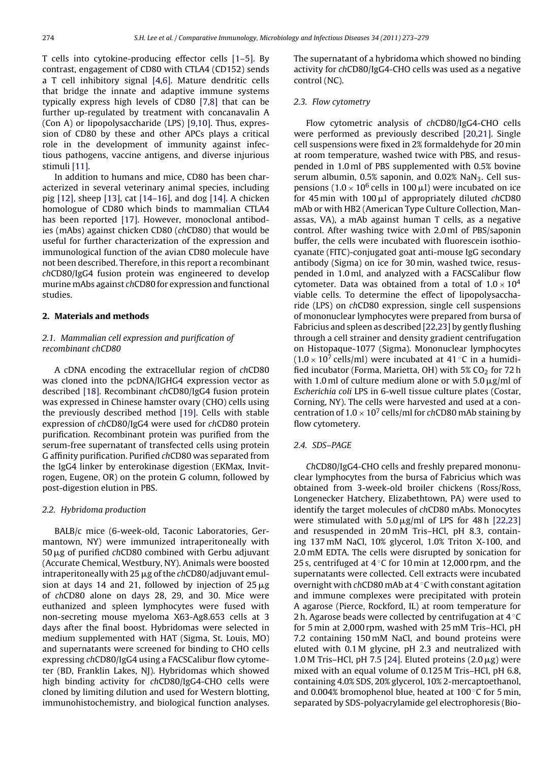T cells into cytokine-producing effector cells [1–5]. By contrast, engagement of CD80 with CTLA4 (CD152) sends a T cell inhibitory signal [4,6]. Mature dendritic cells that bridge the innate and adaptive immune systems typically express high levels of CD80 [7,8] that can be further up-regulated by treatment with concanavalin A (Con A) or lipopolysaccharide (LPS) [9,10]. Thus, expression of CD80 by these and other APCs plays a critical role in the development of immunity against infectious pathogens, vaccine antigens, and diverse injurious stimuli [11].

In addition to humans and mice, CD80 has been characterized in several veterinary animal species, including pig [12], sheep [13], cat [14–16], and dog [14]. A chicken homologue of CD80 which binds to mammalian CTLA4 has been reported [17]. However, monoclonal antibodies (mAbs) against chicken CD80 (*ch*CD80) that would be useful for further characterization of the expression and immunological function of the avian CD80 molecule have not been described. Therefore, in this report a recombinant *ch*CD80/IgG4 fusion protein was engineered to develop murine mAbs against *ch*CD80 for expression and functional studies.

## 2. Materials and methods

### 2.1. Mammalian cell expression and purification of recombinant chCD80

A cDNA encoding the extracellular region of *ch*CD80 was cloned into the pcDNA/IGHG4 expression vector as described [18]. Recombinant *ch*CD80/IgG4 fusion protein was expressed in Chinese hamster ovary (CHO) cells using the previously described method [19]. Cells with stable expression of *ch*CD80/IgG4 were used for *ch*CD80 protein purification. Recombinant protein was purified from the serum-free supernatant of transfected cells using protein G affinity purification. Purified *ch*CD80 was separated from the IgG4 linker by enterokinase digestion (EKMax, Invitrogen, Eugene, OR) on the protein G column, followed by post-digestion elution in PBS.

### 2.2. Hybridoma production

BALB/c mice (6-week-old, Taconic Laboratories, Germantown, NY) were immunized intraperitoneally with 50 μg of purified *ch*CD80 combined with Gerbu adjuvant (Accurate Chemical, Westbury, NY). Animals were boosted intraperitoneally with 25 μg of the *ch*CD80/adjuvant emulsion at days 14 and 21, followed by injection of 25 μg of *ch*CD80 alone on days 28, 29, and 30. Mice were euthanized and spleen lymphocytes were fused with non-secreting mouse myeloma X63-Ag8.653 cells at 3 days after the final boost. Hybridomas were selected in medium supplemented with HAT (Sigma, St. Louis, MO) and supernatants were screened for binding to CHO cells expressing *ch*CD80/IgG4 using a FACSCalibur flow cytometer (BD, Franklin Lakes, NJ). Hybridomas which showed high binding activity for *ch*CD80/IgG4-CHO cells were cloned by limiting dilution and used for Western blotting, immunohistochemistry, and biological function analyses. The supernatant of a hybridoma which showed no binding activity for *ch*CD80/IgG4-CHO cells was used as a negative control (NC).

### 2.3. Flow cytometry

Flow cytometric analysis of *ch*CD80/IgG4-CHO cells were performed as previously described [20,21]. Single cell suspensions were fixed in 2% formaldehyde for 20 min at room temperature, washed twice with PBS, and resuspended in 1.0 ml of PBS supplemented with 0.5% bovine serum albumin, 0.5% saponin, and 0.02% $NaN_3$. Cell suspensions ($1.0 \times 10^6$ cells in 100 μl) were incubated on ice for 45 min with 100 μl of appropriately diluted *ch*CD80 mAb or with HB2 (American Type Culture Collection, Manassas, VA), a mAb against human T cells, as a negative control. After washing twice with 2.0 ml of PBS/saponin buffer, the cells were incubated with fluorescein isothiocyanate (FITC)-conjugated goat anti-mouse IgG secondary antibody (Sigma) on ice for 30 min, washed twice, resuspended in 1.0 ml, and analyzed with a FACSCalibur flow cytometer. Data was obtained from a total of $1.0 \times 10^4$ viable cells. To determine the effect of lipopolysaccharide (LPS) on *ch*CD80 expression, single cell suspensions of mononuclear lymphocytes were prepared from bursa of Fabricius and spleen as described [22,23] by gently flushing through a cell strainer and density gradient centrifugation on Histopaque-1077 (Sigma). Mononuclear lymphocytes ($1.0 \times 10^7$ cells/ml) were incubated at 41 °C in a humidified incubator (Forma, Marietta, OH) with 5% $CO_2$ for 72 h with 1.0 ml of culture medium alone or with 5.0 μg/ml of *Escherichia coli* LPS in 6-well tissue culture plates (Costar, Corning, NY). The cells were harvested and used at a concentration of $1.0 \times 10^7$ cells/ml for *ch*CD80 mAb staining by flow cytometry.

### 2.4. SDS–PAGE

*Ch*CD80/IgG4-CHO cells and freshly prepared mononuclear lymphocytes from the bursa of Fabricius which was obtained from 3-week-old broiler chickens (Ross/Ross, Longenecker Hatchery, Elizabethtown, PA) were used to identify the target molecules of *ch*CD80 mAbs. Monocytes were stimulated with 5.0 μg/ml of LPS for 48 h [22,23] and resuspended in 20 mM Tris–HCl, pH 8.3, containing 137 mM NaCl, 10% glycerol, 1.0% Triton X-100, and 2.0 mM EDTA. The cells were disrupted by sonication for 25 s, centrifuged at 4 °C for 10 min at 12,000 rpm, and the supernatants were collected. Cell extracts were incubated overnight with *ch*CD80 mAb at 4 °C with constant agitation and immune complexes were precipitated with protein A agarose (Pierce, Rockford, IL) at room temperature for 2 h. Agarose beads were collected by centrifugation at 4 °C for 5 min at 2,000 rpm, washed with 25 mM Tris–HCl, pH 7.2 containing 150 mM NaCl, and bound proteins were eluted with 0.1 M glycine, pH 2.3 and neutralized with 1.0 M Tris–HCl, pH 7.5 [24]. Eluted proteins (2.0 μg) were mixed with an equal volume of 0.125 M Tris–HCl, pH 6.8, containing 4.0% SDS, 20% glycerol, 10% 2-mercaptoethanol, and 0.004% bromophenol blue, heated at 100 °C for 5 min, separated by SDS-polyacrylamide gel electrophoresis (Bio-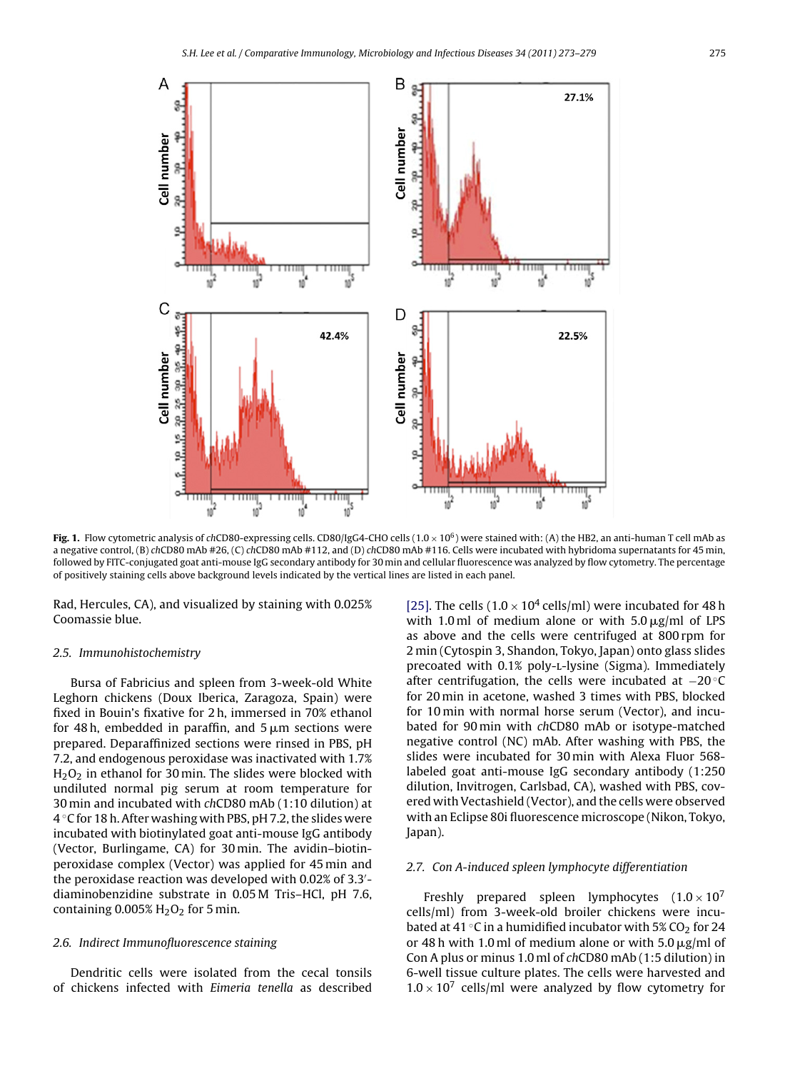**Fig. 1.** Flow cytometric analysis of *ch*CD80-expressing cells. CD80/IgG4-CHO cells ($1.0 \times 10^6$) were stained with: (A) the HB2, an anti-human T cell mAb as a negative control, (B) *ch*CD80 mAb #26, (C) *ch*CD80 mAb #112, and (D) *ch*CD80 mAb #116. Cells were incubated with hybridoma supernatants for 45 min, followed by FITC-conjugated goat anti-mouse IgG secondary antibody for 30 min and cellular fluorescence was analyzed by flow cytometry. The percentage of positively staining cells above background levels indicated by the vertical lines are listed in each panel.

Rad, Hercules, CA), and visualized by staining with 0.025% Coomassie blue.

### 2.5. Immunohistochemistry

Bursa of Fabricius and spleen from 3-week-old White Leghorn chickens (Doux Iberica, Zaragoza, Spain) were fixed in Bouin's fixative for 2 h, immersed in 70% ethanol for 48 h, embedded in paraffin, and 5 μm sections were prepared. Deparaffinized sections were rinsed in PBS, pH 7.2, and endogenous peroxidase was inactivated with 1.7% $H_2O_2$ in ethanol for 30 min. The slides were blocked with undiluted normal pig serum at room temperature for 30 min and incubated with *ch*CD80 mAb (1:10 dilution) at 4 °C for 18 h. After washing with PBS, pH 7.2, the slides were incubated with biotinylated goat anti-mouse IgG antibody (Vector, Burlingame, CA) for 30 min. The avidin–biotin-peroxidase complex (Vector) was applied for 45 min and the peroxidase reaction was developed with 0.02% of 3.3′-diaminobenzidine substrate in 0.05 M Tris–HCl, pH 7.6, containing 0.005% $H_2O_2$ for 5 min.

### 2.6. Indirect Immunofluorescence staining

Dendritic cells were isolated from the cecal tonsils of chickens infected with *Eimeria tenella* as described [25]. The cells ($1.0 \times 10^4$ cells/ml) were incubated for 48 h with 1.0 ml of medium alone or with 5.0 μg/ml of LPS as above and the cells were centrifuged at 800 rpm for 2 min (Cytospin 3, Shandon, Tokyo, Japan) onto glass slides precoated with 0.1% poly-L-lysine (Sigma). Immediately after centrifugation, the cells were incubated at −20 °C for 20 min in acetone, washed 3 times with PBS, blocked for 10 min with normal horse serum (Vector), and incubated for 90 min with *ch*CD80 mAb or isotype-matched negative control (NC) mAb. After washing with PBS, the slides were incubated for 30 min with Alexa Fluor 568-labeled goat anti-mouse IgG secondary antibody (1:250 dilution, Invitrogen, Carlsbad, CA), washed with PBS, covered with Vectashield (Vector), and the cells were observed with an Eclipse 80i fluorescence microscope (Nikon, Tokyo, Japan).

### 2.7. Con A-induced spleen lymphocyte differentiation

Freshly prepared spleen lymphocytes ($1.0 \times 10^7$ cells/ml) from 3-week-old broiler chickens were incubated at 41 °C in a humidified incubator with 5% $CO_2$ for 24 or 48 h with 1.0 ml of medium alone or with 5.0 μg/ml of Con A plus or minus 1.0 ml of *ch*CD80 mAb (1:5 dilution) in 6-well tissue culture plates. The cells were harvested and $1.0 \times 10^7$ cells/ml were analyzed by flow cytometry for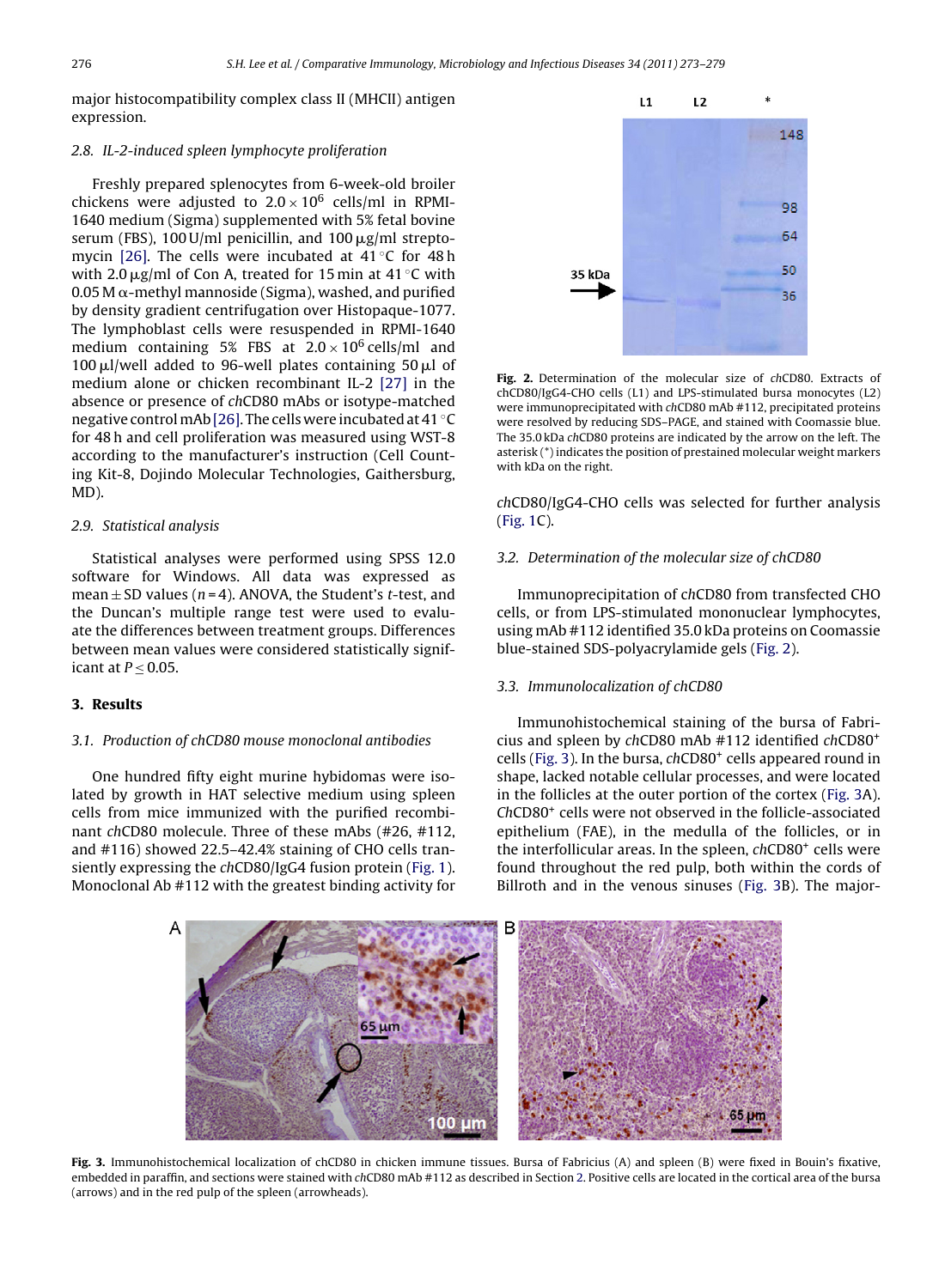major histocompatibility complex class II (MHCII) antigen expression.

### 2.8. IL-2-induced spleen lymphocyte proliferation

Freshly prepared splenocytes from 6-week-old broiler chickens were adjusted to $2.0 \times 10^6$ cells/ml in RPMI-1640 medium (Sigma) supplemented with 5% fetal bovine serum (FBS), 100 U/ml penicillin, and 100 μg/ml streptomycin [26]. The cells were incubated at 41 °C for 48 h with 2.0 μg/ml of Con A, treated for 15 min at 41 °C with 0.05 M α-methyl mannoside (Sigma), washed, and purified by density gradient centrifugation over Histopaque-1077. The lymphoblast cells were resuspended in RPMI-1640 medium containing 5% FBS at $2.0 \times 10^6$ cells/ml and 100 μl/well added to 96-well plates containing 50 μl of medium alone or chicken recombinant IL-2 [27] in the absence or presence of *ch*CD80 mAbs or isotype-matched negative control mAb [26]. The cells were incubated at 41 °C for 48 h and cell proliferation was measured using WST-8 according to the manufacturer's instruction (Cell Counting Kit-8, Dojindo Molecular Technologies, Gaithersburg, MD).

### 2.9. Statistical analysis

Statistical analyses were performed using SPSS 12.0 software for Windows. All data was expressed as mean ± SD values ($n = 4$). ANOVA, the Student's $t$-test, and the Duncan's multiple range test were used to evaluate the differences between treatment groups. Differences between mean values were considered statistically significant at $P \leq 0.05$.

## 3. Results

### 3.1. Production of chCD80 mouse monoclonal antibodies

One hundred fifty eight murine hybidomas were isolated by growth in HAT selective medium using spleen cells from mice immunized with the purified recombinant *ch*CD80 molecule. Three of these mAbs (#26, #112, and #116) showed 22.5–42.4% staining of CHO cells transiently expressing the *ch*CD80/IgG4 fusion protein (Fig. 1). Monoclonal Ab #112 with the greatest binding activity for *ch*CD80/IgG4-CHO cells was selected for further analysis (Fig. 1C).

Fig. 2. Determination of the molecular size of *ch*CD80. Extracts of chCD80/IgG4-CHO cells (L1) and LPS-stimulated bursa monocytes (L2) were immunoprecipitated with *ch*CD80 mAb #112, precipitated proteins were resolved by reducing SDS–PAGE, and stained with Coomassie blue. The 35.0 kDa *ch*CD80 proteins are indicated by the arrow on the left. The asterisk (*) indicates the position of prestained molecular weight markers with kDa on the right.

### 3.2. Determination of the molecular size of chCD80

Immunoprecipitation of *ch*CD80 from transfected CHO cells, or from LPS-stimulated mononuclear lymphocytes, using mAb #112 identified 35.0 kDa proteins on Coomassie blue-stained SDS-polyacrylamide gels (Fig. 2).

### 3.3. Immunolocalization of chCD80

Immunohistochemical staining of the bursa of Fabricius and spleen by *ch*CD80 mAb #112 identified *ch*CD80$^+$ cells (Fig. 3). In the bursa, *ch*CD80$^+$ cells appeared round in shape, lacked notable cellular processes, and were located in the follicles at the outer portion of the cortex (Fig. 3A). *Ch*CD80$^+$ cells were not observed in the follicle-associated epithelium (FAE), in the medulla of the follicles, or in the interfollicular areas. In the spleen, *ch*CD80$^+$ cells were found throughout the red pulp, both within the cords of Billroth and in the venous sinuses (Fig. 3B). The major-

Fig. 3. Immunohistochemical localization of chCD80 in chicken immune tissues. Bursa of Fabricius (A) and spleen (B) were fixed in Bouin's fixative, embedded in paraffin, and sections were stained with *ch*CD80 mAb #112 as described in Section 2. Positive cells are located in the cortical area of the bursa (arrows) and in the red pulp of the spleen (arrowheads).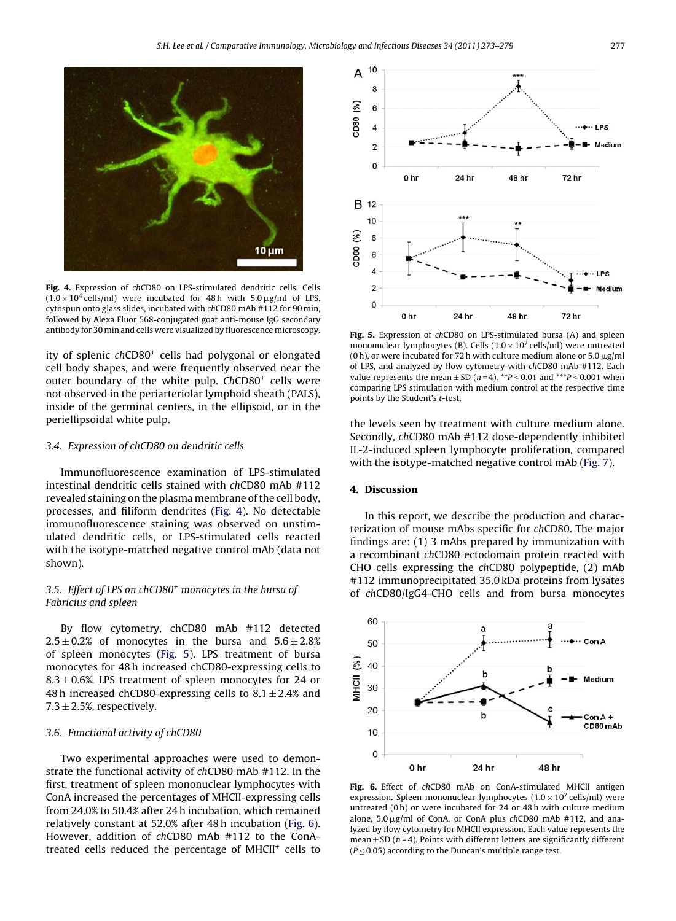**Fig. 4.** Expression of *ch*CD80 on LPS-stimulated dendritic cells. Cells ($1.0 \times 10^4$ cells/ml) were incubated for 48 h with 5.0 μg/ml of LPS, cytospun onto glass slides, incubated with *ch*CD80 mAb #112 for 90 min, followed by Alexa Fluor 568-conjugated goat anti-mouse IgG secondary antibody for 30 min and cells were visualized by fluorescence microscopy.

ity of splenic *ch*CD80$^+$ cells had polygonal or elongated cell body shapes, and were frequently observed near the outer boundary of the white pulp. *Ch*CD80$^+$ cells were not observed in the periarteriolar lymphoid sheath (PALS), inside of the germinal centers, in the ellipsoid, or in the periellipsoidal white pulp.

### 3.4. Expression of chCD80 on dendritic cells

Immunofluorescence examination of LPS-stimulated intestinal dendritic cells stained with *ch*CD80 mAb #112 revealed staining on the plasma membrane of the cell body, processes, and filiform dendrites (Fig. 4). No detectable immunofluorescence staining was observed on unstimulated dendritic cells, or LPS-stimulated cells reacted with the isotype-matched negative control mAb (data not shown).

### 3.5. Effect of LPS on chCD80$^+$ monocytes in the bursa of Fabricius and spleen

By flow cytometry, chCD80 mAb #112 detected $2.5 \pm 0.2\%$ of monocytes in the bursa and $5.6 \pm 2.8\%$ of spleen monocytes (Fig. 5). LPS treatment of bursa monocytes for 48 h increased chCD80-expressing cells to $8.3 \pm 0.6\%$. LPS treatment of spleen monocytes for 24 or 48 h increased chCD80-expressing cells to $8.1 \pm 2.4\%$ and $7.3 \pm 2.5\%$, respectively.

### 3.6. Functional activity of chCD80

Two experimental approaches were used to demonstrate the functional activity of *ch*CD80 mAb #112. In the first, treatment of spleen mononuclear lymphocytes with ConA increased the percentages of MHCII-expressing cells from 24.0% to 50.4% after 24 h incubation, which remained relatively constant at 52.0% after 48 h incubation (Fig. 6). However, addition of *ch*CD80 mAb #112 to the ConA-treated cells reduced the percentage of MHCII$^+$ cells to the levels seen by treatment with culture medium alone. Secondly, *ch*CD80 mAb #112 dose-dependently inhibited IL-2-induced spleen lymphocyte proliferation, compared with the isotype-matched negative control mAb (Fig. 7).

**Fig. 5.** Expression of *ch*CD80 on LPS-stimulated bursa (A) and spleen mononuclear lymphocytes (B). Cells ($1.0 \times 10^7$ cells/ml) were untreated (0 h), or were incubated for 72 h with culture medium alone or 5.0 μg/ml of LPS, and analyzed by flow cytometry with *ch*CD80 mAb #112. Each value represents the mean ± SD ($n = 4$). $^{**}P \leq 0.01$ and $^{***}P \leq 0.001$ when comparing LPS stimulation with medium control at the respective time points by the Student's *t*-test.

## 4. Discussion

In this report, we describe the production and characterization of mouse mAbs specific for *ch*CD80. The major findings are: (1) 3 mAbs prepared by immunization with a recombinant *ch*CD80 ectodomain protein reacted with CHO cells expressing the *ch*CD80 polypeptide, (2) mAb #112 immunoprecipitated 35.0 kDa proteins from lysates of *ch*CD80/IgG4-CHO cells and from bursa monocytes

**Fig. 6.** Effect of *ch*CD80 mAb on ConA-stimulated MHCII antigen expression. Spleen mononuclear lymphocytes ($1.0 \times 10^7$ cells/ml) were untreated (0 h) or were incubated for 24 or 48 h with culture medium alone, 5.0 μg/ml of ConA, or ConA plus *ch*CD80 mAb #112, and analyzed by flow cytometry for MHCII expression. Each value represents the mean ± SD ($n = 4$). Points with different letters are significantly different ($P \leq 0.05$) according to the Duncan's multiple range test.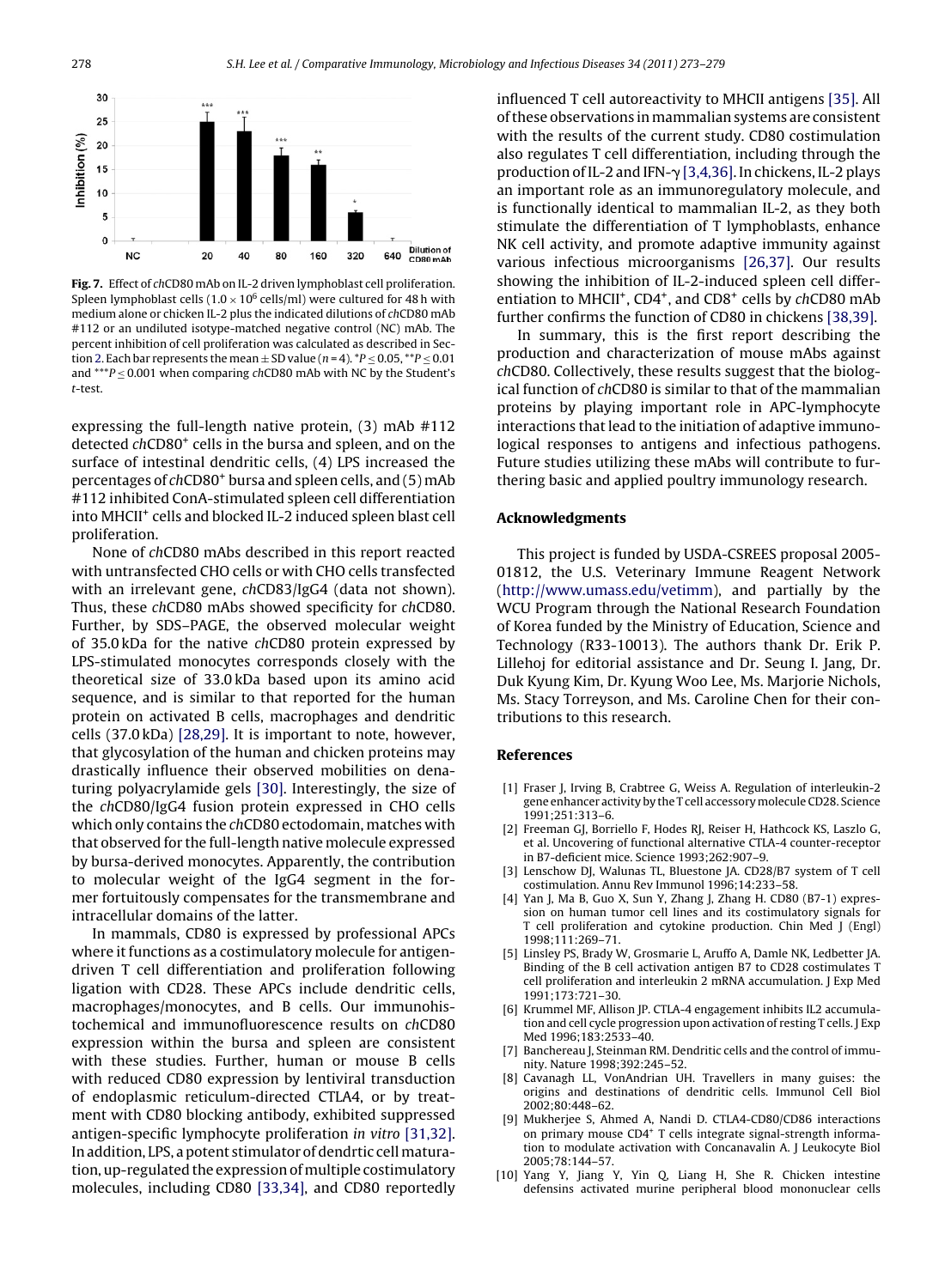Fig. 7. Effect of *ch*CD80 mAb on IL-2 driven lymphoblast cell proliferation. Spleen lymphoblast cells ($1.0 \times 10^6$ cells/ml) were cultured for 48 h with medium alone or chicken IL-2 plus the indicated dilutions of *ch*CD80 mAb #112 or an undiluted isotype-matched negative control (NC) mAb. The percent inhibition of cell proliferation was calculated as described in Section 2. Each bar represents the mean ± SD value ($n = 4$). *$P \leq 0.05$, **$P \leq 0.01$ and ***$P \leq 0.001$ when comparing *ch*CD80 mAb with NC by the Student's *t*-test.

expressing the full-length native protein, (3) mAb #112 detected *ch*CD80⁺ cells in the bursa and spleen, and on the surface of intestinal dendritic cells, (4) LPS increased the percentages of *ch*CD80⁺ bursa and spleen cells, and (5) mAb #112 inhibited ConA-stimulated spleen cell differentiation into MHCII⁺ cells and blocked IL-2 induced spleen blast cell proliferation.

None of *ch*CD80 mAbs described in this report reacted with untransfected CHO cells or with CHO cells transfected with an irrelevant gene, *ch*CD83/IgG4 (data not shown). Thus, these *ch*CD80 mAbs showed specificity for *ch*CD80. Further, by SDS–PAGE, the observed molecular weight of 35.0 kDa for the native *ch*CD80 protein expressed by LPS-stimulated monocytes corresponds closely with the theoretical size of 33.0 kDa based upon its amino acid sequence, and is similar to that reported for the human protein on activated B cells, macrophages and dendritic cells (37.0 kDa) [28,29]. It is important to note, however, that glycosylation of the human and chicken proteins may drastically influence their observed mobilities on denaturing polyacrylamide gels [30]. Interestingly, the size of the *ch*CD80/IgG4 fusion protein expressed in CHO cells which only contains the *ch*CD80 ectodomain, matches with that observed for the full-length native molecule expressed by bursa-derived monocytes. Apparently, the contribution to molecular weight of the IgG4 segment in the former fortuitously compensates for the transmembrane and intracellular domains of the latter.

In mammals, CD80 is expressed by professional APCs where it functions as a costimulatory molecule for antigen-driven T cell differentiation and proliferation following ligation with CD28. These APCs include dendritic cells, macrophages/monocytes, and B cells. Our immunohistochemical and immunofluorescence results on *ch*CD80 expression within the bursa and spleen are consistent with these studies. Further, human or mouse B cells with reduced CD80 expression by lentiviral transduction of endoplasmic reticulum-directed CTLA4, or by treatment with CD80 blocking antibody, exhibited suppressed antigen-specific lymphocyte proliferation *in vitro* [31,32]. In addition, LPS, a potent stimulator of dendrtic cell maturation, up-regulated the expression of multiple costimulatory molecules, including CD80 [33,34], and CD80 reportedly influenced T cell autoreactivity to MHCII antigens [35]. All of these observations in mammalian systems are consistent with the results of the current study. CD80 costimulation also regulates T cell differentiation, including through the production of IL-2 and IFN-γ [3,4,36]. In chickens, IL-2 plays an important role as an immunoregulatory molecule, and is functionally identical to mammalian IL-2, as they both stimulate the differentiation of T lymphoblasts, enhance NK cell activity, and promote adaptive immunity against various infectious microorganisms [26,37]. Our results showing the inhibition of IL-2-induced spleen cell differentiation to MHCII⁺, CD4⁺, and CD8⁺ cells by *ch*CD80 mAb further confirms the function of CD80 in chickens [38,39].

In summary, this is the first report describing the production and characterization of mouse mAbs against *ch*CD80. Collectively, these results suggest that the biological function of *ch*CD80 is similar to that of the mammalian proteins by playing important role in APC-lymphocyte interactions that lead to the initiation of adaptive immunological responses to antigens and infectious pathogens. Future studies utilizing these mAbs will contribute to furthering basic and applied poultry immunology research.

## Acknowledgments

This project is funded by USDA-CSREES proposal 2005-01812, the U.S. Veterinary Immune Reagent Network (http://www.umass.edu/vetimm), and partially by the WCU Program through the National Research Foundation of Korea funded by the Ministry of Education, Science and Technology (R33-10013). The authors thank Dr. Erik P. Lillehoj for editorial assistance and Dr. Seung I. Jang, Dr. Duk Kyung Kim, Dr. Kyung Woo Lee, Ms. Marjorie Nichols, Ms. Stacy Torreyson, and Ms. Caroline Chen for their contributions to this research.

## References

[1] Fraser J, Irving B, Crabtree G, Weiss A. Regulation of interleukin-2 gene enhancer activity by the T cell accessory molecule CD28. Science 1991;251:313–6.

[2] Freeman GJ, Borriello F, Hodes RJ, Reiser H, Hathcock KS, Laszlo G, et al. Uncovering of functional alternative CTLA-4 counter-receptor in B7-deficient mice. Science 1993;262:907–9.

[3] Lenschow DJ, Walunas TL, Bluestone JA. CD28/B7 system of T cell costimulation. Annu Rev Immunol 1996;14:233–58.

[4] Yan J, Ma B, Guo X, Sun Y, Zhang J, Zhang H. CD80 (B7-1) expression on human tumor cell lines and its costimulatory signals for T cell proliferation and cytokine production. Chin Med J (Engl) 1998;111:269–71.

[5] Linsley PS, Brady W, Grosmarie L, Aruffo A, Damle NK, Ledbetter JA. Binding of the B cell activation antigen B7 to CD28 costimulates T cell proliferation and interleukin 2 mRNA accumulation. J Exp Med 1991;173:721–30.

[6] Krummel MF, Allison JP. CTLA-4 engagement inhibits IL2 accumulation and cell cycle progression upon activation of resting T cells. J Exp Med 1996;183:2533–40.

[7] Banchereau J, Steinman RM. Dendritic cells and the control of immunity. Nature 1998;392:245–52.

[8] Cavanagh LL, VonAndrian UH. Travellers in many guises: the origins and destinations of dendritic cells. Immunol Cell Biol 2002;80:448–62.

[9] Mukherjee S, Ahmed A, Nandi D. CTLA4-CD80/CD86 interactions on primary mouse CD4⁺ T cells integrate signal-strength information to modulate activation with Concanavalin A. J Leukocyte Biol 2005;78:144–57.

[10] Yang Y, Jiang Y, Yin Q, Liang H, She R. Chicken intestine defensins activated murine peripheral blood mononuclear cells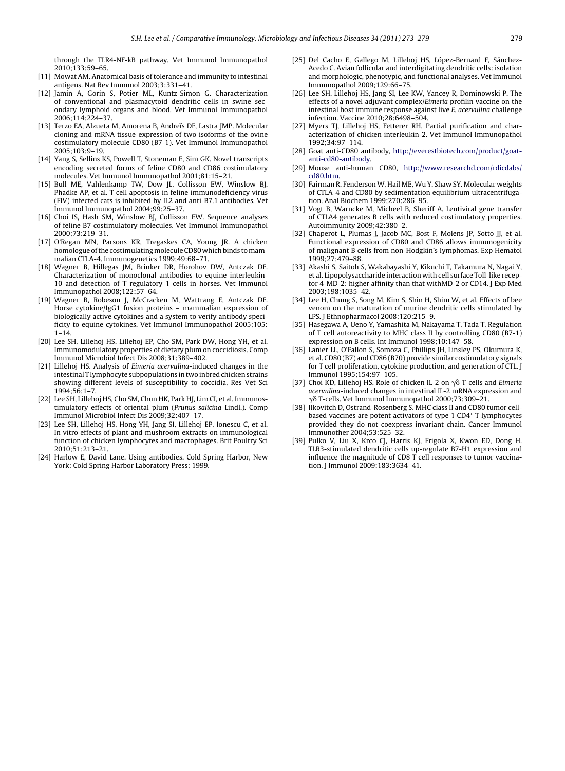through the TLR4-NF-kB pathway. Vet Immunol Immunopathol 2010;133:59–65.

[11] Mowat AM. Anatomical basis of tolerance and immunity to intestinal antigens. Nat Rev Immunol 2003;3:331–41.

[12] Jamin A, Gorin S, Potier ML, Kuntz-Simon G. Characterization of conventional and plasmacytoid dendritic cells in swine secondary lymphoid organs and blood. Vet Immunol Immunopathol 2006;114:224–37.

[13] Terzo EA, Alzueta M, Amorena B, Andreïs DF, Lastra JMP. Molecular cloning and mRNA tissue-expression of two isoforms of the ovine costimulatory molecule CD80 (B7-1). Vet Immunol Immunopathol 2005;103:9–19.

[14] Yang S, Sellins KS, Powell T, Stoneman E, Sim GK. Novel transcripts encoding secreted forms of feline CD80 and CD86 costimulatory molecules. Vet Immunol Immunopathol 2001;81:15–21.

[15] Bull ME, Vahlenkamp TW, Dow JL, Collisson EW, Winslow BJ, Phadke AP, et al. T cell apoptosis in feline immunodeficiency virus (FIV)-infected cats is inhibited by IL2 and anti-B7.1 antibodies. Vet Immunol Immunopathol 2004;99:25–37.

[16] Choi IS, Hash SM, Winslow BJ, Collisson EW. Sequence analyses of feline B7 costimulatory molecules. Vet Immunol Immunopathol 2000;73:219–31.

[17] O'Regan MN, Parsons KR, Tregaskes CA, Young JR. A chicken homologue of the costimulating molecule CD80 which binds to mammalian CTLA-4. Immunogenetics 1999;49:68–71.

[18] Wagner B, Hillegas JM, Brinker DR, Horohov DW, Antczak DF. Characterization of monoclonal antibodies to equine interleukin-10 and detection of T regulatory 1 cells in horses. Vet Immunol Immunopathol 2008;122:57–64.

[19] Wagner B, Robeson J, McCracken M, Wattrang E, Antczak DF. Horse cytokine/IgG1 fusion proteins – mammalian expression of biologically active cytokines and a system to verify antibody specificity to equine cytokines. Vet Immunol Immunopathol 2005;105: 1–14.

[20] Lee SH, Lillehoj HS, Lillehoj EP, Cho SM, Park DW, Hong YH, et al. Immunomodulatory properties of dietary plum on coccidiosis. Comp Immunol Microbiol Infect Dis 2008;31:389–402.

[21] Lillehoj HS. Analysis of *Eimeria acervulina*-induced changes in the intestinal T lymphocyte subpopulations in two inbred chicken strains showing different levels of susceptibility to coccidia. Res Vet Sci 1994;56:1–7.

[22] Lee SH, Lillehoj HS, Cho SM, Chun HK, Park HJ, Lim CI, et al. Immunostimulatory effects of oriental plum (*Prunus salicina* Lindl.). Comp Immunol Microbiol Infect Dis 2009;32:407–17.

[23] Lee SH, Lillehoj HS, Hong YH, Jang SI, Lillehoj EP, Ionescu C, et al. In vitro effects of plant and mushroom extracts on immunological function of chicken lymphocytes and macrophages. Brit Poultry Sci 2010;51:213–21.

[24] Harlow E, David Lane. Using antibodies. Cold Spring Harbor, New York: Cold Spring Harbor Laboratory Press; 1999.

[25] Del Cacho E, Gallego M, Lillehoj HS, López-Bernard F, Sánchez-Acedo C. Avian follicular and interdigitating dendritic cells: isolation and morphologic, phenotypic, and functional analyses. Vet Immunol Immunopathol 2009;129:66–75.

[26] Lee SH, Lillehoj HS, Jang SI, Lee KW, Yancey R, Dominowski P. The effects of a novel adjuvant complex/*Eimeria* profilin vaccine on the intestinal host immune response against live *E. acervulina* challenge infection. Vaccine 2010;28:6498–504.

[27] Myers TJ, Lillehoj HS, Fetterer RH. Partial purification and characterization of chicken interleukin-2. Vet Immunol Immunopathol 1992;34:97–114.

[28] Goat anti-CD80 antibody, http://everestbiotech.com/product/goat-anti-cd80-antibody.

[29] Mouse anti-human CD80, http://www.researchd.com/rdicdabs/cd80.htm.

[30] Fairman R, Fenderson W, Hail ME, Wu Y, Shaw SY. Molecular weights of CTLA-4 and CD80 by sedimentation equilibrium ultracentrifugation. Anal Biochem 1999;270:286–95.

[31] Vogt B, Warncke M, Micheel B, Sheriff A. Lentiviral gene transfer of CTLA4 generates B cells with reduced costimulatory properties. Autoimmunity 2009;42:380–2.

[32] Chaperot L, Plumas J, Jacob MC, Bost F, Molens JP, Sotto JJ, et al. Functional expression of CD80 and CD86 allows immunogenicity of malignant B cells from non-Hodgkin's lymphomas. Exp Hematol 1999;27:479–88.

[33] Akashi S, Saitoh S, Wakabayashi Y, Kikuchi T, Takamura N, Nagai Y, et al. Lipopolysaccharide interaction with cell surface Toll-like receptor 4-MD-2: higher affinity than that withMD-2 or CD14. J Exp Med 2003;198:1035–42.

[34] Lee H, Chung S, Song M, Kim S, Shin H, Shim W, et al. Effects of bee venom on the maturation of murine dendritic cells stimulated by LPS. J Ethnopharmacol 2008;120:215–9.

[35] Hasegawa A, Ueno Y, Yamashita M, Nakayama T, Tada T. Regulation of T cell autoreactivity to MHC class II by controlling CD80 (B7-1) expression on B cells. Int Immunol 1998;10:147–58.

[36] Lanier LL, O'Fallon S, Somoza C, Phillips JH, Linsley PS, Okumura K, et al. CD80 (B7) and CD86 (B70) provide similar costimulatory signals for T cell proliferation, cytokine production, and generation of CTL. J Immunol 1995;154:97–105.

[37] Choi KD, Lillehoj HS. Role of chicken IL-2 on γδ T-cells and *Eimeria acervulina*-induced changes in intestinal IL-2 mRNA expression and γδ T-cells. Vet Immunol Immunopathol 2000;73:309–21.

[38] Ilkovitch D, Ostrand-Rosenberg S. MHC class II and CD80 tumor cell-based vaccines are potent activators of type 1 CD4+ T lymphocytes provided they do not coexpress invariant chain. Cancer Immunol Immunother 2004;53:525–32.

[39] Pulko V, Liu X, Krco CJ, Harris KJ, Frigola X, Kwon ED, Dong H. TLR3-stimulated dendritic cells up-regulate B7-H1 expression and influence the magnitude of CD8 T cell responses to tumor vaccination. J Immunol 2009;183:3634–41.